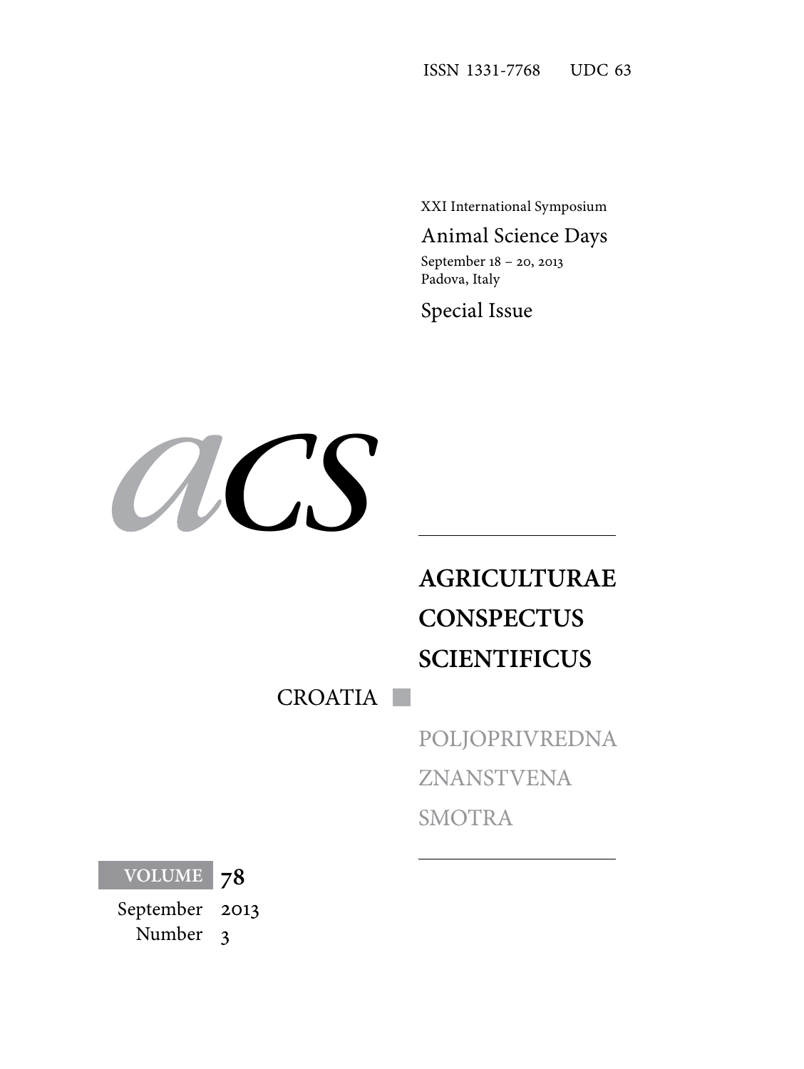ISSN 1331-7768 UDC 63

XXI International Symposium

Animal Science Days

September 18 – 20, 2013
Padova, Italy

Special Issue

*acs*

# AGRICULTURAE CONSPECTUS SCIENTIFICUS

CROATIA

POLJOPRIVREDNA ZNANSTVENA SMOTRA

VOLUME 78

September 2013
Number 3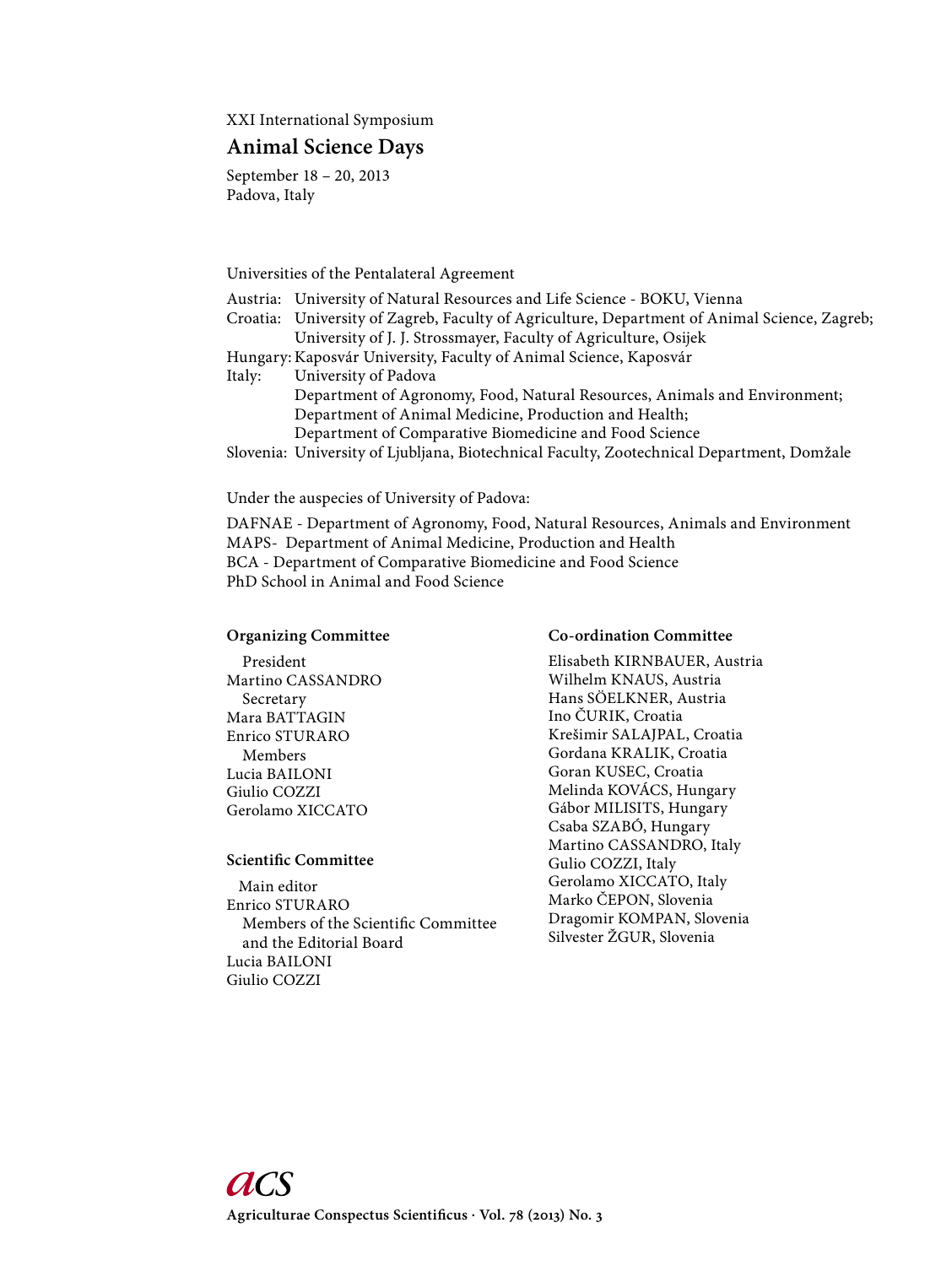XXI International Symposium

## Animal Science Days

September 18 – 20, 2013
Padova, Italy

Universities of the Pentalateral Agreement

Austria: University of Natural Resources and Life Science - BOKU, Vienna
Croatia: University of Zagreb, Faculty of Agriculture, Department of Animal Science, Zagreb; University of J. J. Strossmayer, Faculty of Agriculture, Osijek
Hungary: Kaposvár University, Faculty of Animal Science, Kaposvár
Italy: University of Padova
Department of Agronomy, Food, Natural Resources, Animals and Environment;
Department of Animal Medicine, Production and Health;
Department of Comparative Biomedicine and Food Science
Slovenia: University of Ljubljana, Biotechnical Faculty, Zootechnical Department, Domžale

Under the auspecies of University of Padova:

DAFNAE - Department of Agronomy, Food, Natural Resources, Animals and Environment
MAPS- Department of Animal Medicine, Production and Health
BCA - Department of Comparative Biomedicine and Food Science
PhD School in Animal and Food Science

**Organizing Committee**

President
Martino CASSANDRO
Secretary
Mara BATTAGIN
Enrico STURARO
Members
Lucia BAILONI
Giulio COZZI
Gerolamo XICCATO

**Scientific Committee**

Main editor
Enrico STURARO
Members of the Scientific Committee and the Editorial Board
Lucia BAILONI
Giulio COZZI

**Co-ordination Committee**

Elisabeth KIRNBAUER, Austria
Wilhelm KNAUS, Austria
Hans SÖELKNER, Austria
Ino ČURIK, Croatia
Krešimir SALAJPAL, Croatia
Gordana KRALIK, Croatia
Goran KUSEC, Croatia
Melinda KOVÁCS, Hungary
Gábor MILISITS, Hungary
Csaba SZABÓ, Hungary
Martino CASSANDRO, Italy
Gulio COZZI, Italy
Gerolamo XICCATO, Italy
Marko ČEPON, Slovenia
Dragomir KOMPAN, Slovenia
Silvester ŽGUR, Slovenia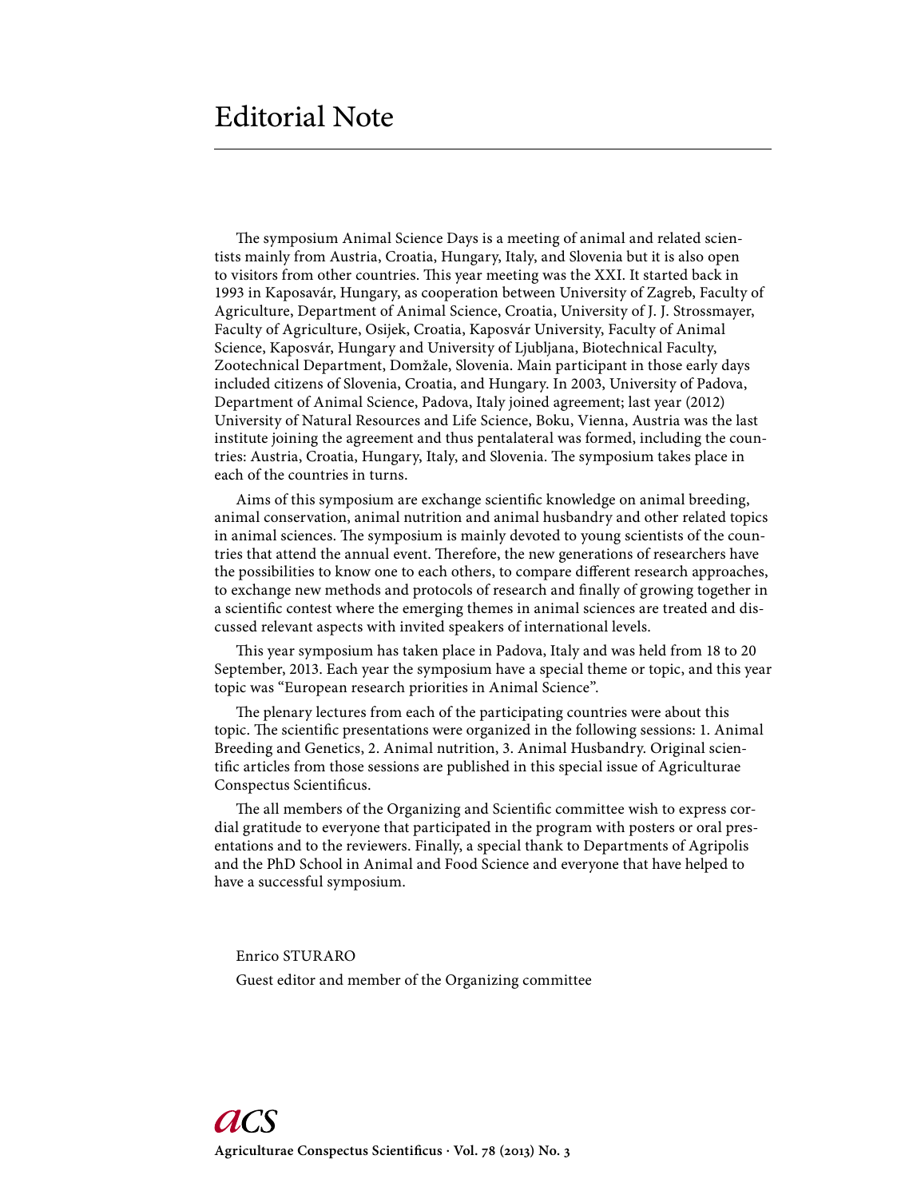# Editorial Note

The symposium Animal Science Days is a meeting of animal and related scientists mainly from Austria, Croatia, Hungary, Italy, and Slovenia but it is also open to visitors from other countries. This year meeting was the XXI. It started back in 1993 in Kaposavár, Hungary, as cooperation between University of Zagreb, Faculty of Agriculture, Department of Animal Science, Croatia, University of J. J. Strossmayer, Faculty of Agriculture, Osijek, Croatia, Kaposvár University, Faculty of Animal Science, Kaposvár, Hungary and University of Ljubljana, Biotechnical Faculty, Zootechnical Department, Domžale, Slovenia. Main participant in those early days included citizens of Slovenia, Croatia, and Hungary. In 2003, University of Padova, Department of Animal Science, Padova, Italy joined agreement; last year (2012) University of Natural Resources and Life Science, Boku, Vienna, Austria was the last institute joining the agreement and thus pentalateral was formed, including the countries: Austria, Croatia, Hungary, Italy, and Slovenia. The symposium takes place in each of the countries in turns.

Aims of this symposium are exchange scientific knowledge on animal breeding, animal conservation, animal nutrition and animal husbandry and other related topics in animal sciences. The symposium is mainly devoted to young scientists of the countries that attend the annual event. Therefore, the new generations of researchers have the possibilities to know one to each others, to compare different research approaches, to exchange new methods and protocols of research and finally of growing together in a scientific contest where the emerging themes in animal sciences are treated and discussed relevant aspects with invited speakers of international levels.

This year symposium has taken place in Padova, Italy and was held from 18 to 20 September, 2013. Each year the symposium have a special theme or topic, and this year topic was "European research priorities in Animal Science".

The plenary lectures from each of the participating countries were about this topic. The scientific presentations were organized in the following sessions: 1. Animal Breeding and Genetics, 2. Animal nutrition, 3. Animal Husbandry. Original scientific articles from those sessions are published in this special issue of Agriculturae Conspectus Scientificus.

The all members of the Organizing and Scientific committee wish to express cordial gratitude to everyone that participated in the program with posters or oral presentations and to the reviewers. Finally, a special thank to Departments of Agripolis and the PhD School in Animal and Food Science and everyone that have helped to have a successful symposium.

Enrico STURARO

Guest editor and member of the Organizing committee